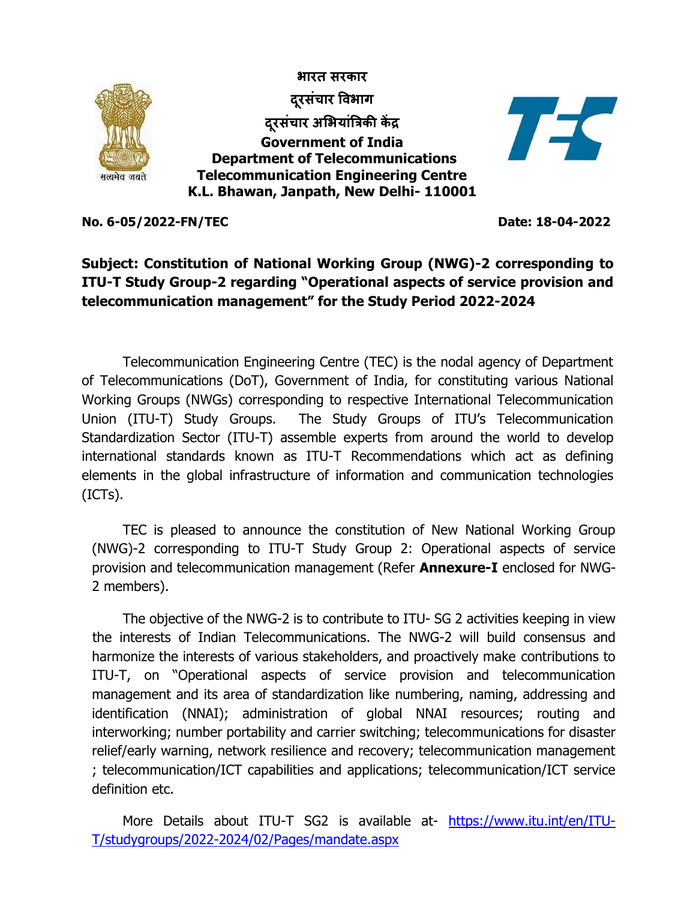**भारत सरकार**

**दूरसंचार विभाग**

**दूरसंचार अभियांत्रिकी केंद्र**

**Government of India**
**Department of Telecommunications**
**Telecommunication Engineering Centre**
**K.L. Bhawan, Janpath, New Delhi- 110001**

**No. 6-05/2022-FN/TEC** **Date: 18-04-2022**

**Subject: Constitution of National Working Group (NWG)-2 corresponding to ITU-T Study Group-2 regarding "Operational aspects of service provision and telecommunication management" for the Study Period 2022-2024**

Telecommunication Engineering Centre (TEC) is the nodal agency of Department of Telecommunications (DoT), Government of India, for constituting various National Working Groups (NWGs) corresponding to respective International Telecommunication Union (ITU-T) Study Groups. The Study Groups of ITU's Telecommunication Standardization Sector (ITU-T) assemble experts from around the world to develop international standards known as ITU-T Recommendations which act as defining elements in the global infrastructure of information and communication technologies (ICTs).

TEC is pleased to announce the constitution of New National Working Group (NWG)-2 corresponding to ITU-T Study Group 2: Operational aspects of service provision and telecommunication management (Refer **Annexure-I** enclosed for NWG-2 members).

The objective of the NWG-2 is to contribute to ITU- SG 2 activities keeping in view the interests of Indian Telecommunications. The NWG-2 will build consensus and harmonize the interests of various stakeholders, and proactively make contributions to ITU-T, on "Operational aspects of service provision and telecommunication management and its area of standardization like numbering, naming, addressing and identification (NNAI); administration of global NNAI resources; routing and interworking; number portability and carrier switching; telecommunications for disaster relief/early warning, network resilience and recovery; telecommunication management ; telecommunication/ICT capabilities and applications; telecommunication/ICT service definition etc.

More Details about ITU-T SG2 is available at- https://www.itu.int/en/ITU-T/studygroups/2022-2024/02/Pages/mandate.aspx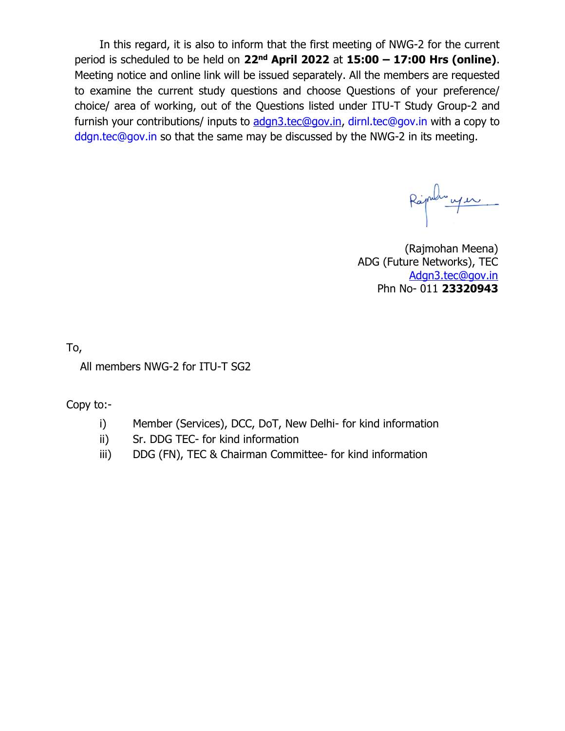In this regard, it is also to inform that the first meeting of NWG-2 for the current period is scheduled to be held on **22nd April 2022** at **15:00 – 17:00 Hrs (online)**. Meeting notice and online link will be issued separately. All the members are requested to examine the current study questions and choose Questions of your preference/ choice/ area of working, out of the Questions listed under ITU-T Study Group-2 and furnish your contributions/ inputs to adgn3.tec@gov.in, dirnl.tec@gov.in with a copy to ddgn.tec@gov.in so that the same may be discussed by the NWG-2 in its meeting.

(Rajmohan Meena)
ADG (Future Networks), TEC
Adgn3.tec@gov.in
Phn No- 011 **23320943**

To,

All members NWG-2 for ITU-T SG2

Copy to:-

i) Member (Services), DCC, DoT, New Delhi- for kind information
ii) Sr. DDG TEC- for kind information
iii) DDG (FN), TEC & Chairman Committee- for kind information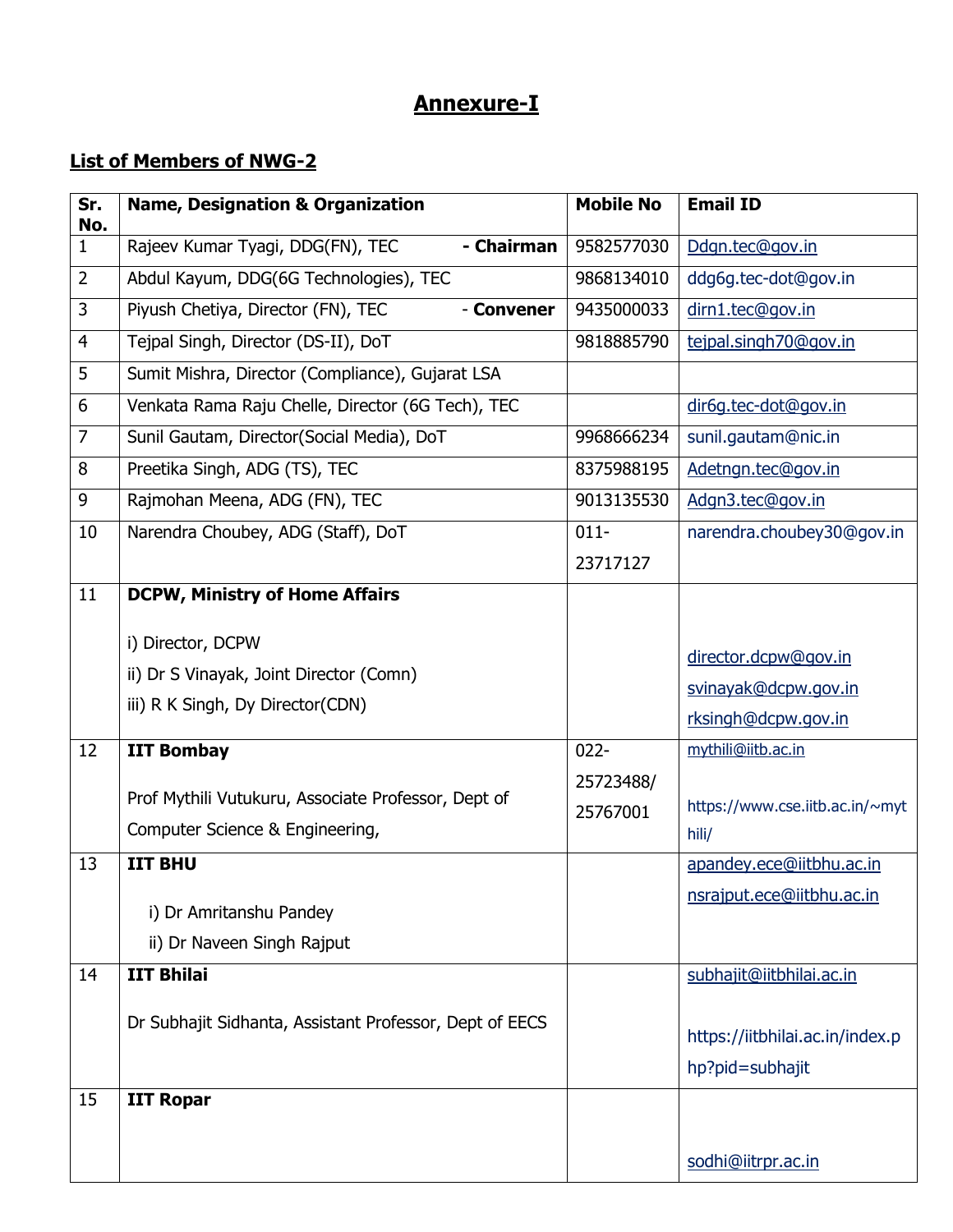# Annexure-I

## List of Members of NWG-2

| Sr. No. | Name, Designation & Organization | Mobile No | Email ID |
|---|---|---|---|
| 1 | Rajeev Kumar Tyagi, DDG(FN), TEC **- Chairman** | 9582577030 | Ddgn.tec@gov.in |
| 2 | Abdul Kayum, DDG(6G Technologies), TEC | 9868134010 | ddg6g.tec-dot@gov.in |
| 3 | Piyush Chetiya, Director (FN), TEC **- Convener** | 9435000033 | dirn1.tec@gov.in |
| 4 | Tejpal Singh, Director (DS-II), DoT | 9818885790 | tejpal.singh70@gov.in |
| 5 | Sumit Mishra, Director (Compliance), Gujarat LSA | | |
| 6 | Venkata Rama Raju Chelle, Director (6G Tech), TEC | | dir6g.tec-dot@gov.in |
| 7 | Sunil Gautam, Director(Social Media), DoT | 9968666234 | sunil.gautam@nic.in |
| 8 | Preetika Singh, ADG (TS), TEC | 8375988195 | Adetngn.tec@gov.in |
| 9 | Rajmohan Meena, ADG (FN), TEC | 9013135530 | Adgn3.tec@gov.in |
| 10 | Narendra Choubey, ADG (Staff), DoT | 011-23717127 | narendra.choubey30@gov.in |
| 11 | **DCPW, Ministry of Home Affairs**<br><br>i) Director, DCPW<br>ii) Dr S Vinayak, Joint Director (Comn)<br>iii) R K Singh, Dy Director(CDN) | | director.dcpw@gov.in<br>svinayak@dcpw.gov.in<br>rksingh@dcpw.gov.in |
| 12 | **IIT Bombay**<br><br>Prof Mythili Vutukuru, Associate Professor, Dept of Computer Science & Engineering, | 022-25723488/ 25767001 | mythili@iitb.ac.in<br><br>https://www.cse.iitb.ac.in/~mythili/ |
| 13 | **IIT BHU**<br><br>i) Dr Amritanshu Pandey<br>ii) Dr Naveen Singh Rajput | | apandey.ece@iitbhu.ac.in<br>nsrajput.ece@iitbhu.ac.in |
| 14 | **IIT Bhilai**<br><br>Dr Subhajit Sidhanta, Assistant Professor, Dept of EECS | | subhajit@iitbhilai.ac.in<br><br>https://iitbhilai.ac.in/index.php?pid=subhajit |
| 15 | **IIT Ropar** | | sodhi@iitrpr.ac.in |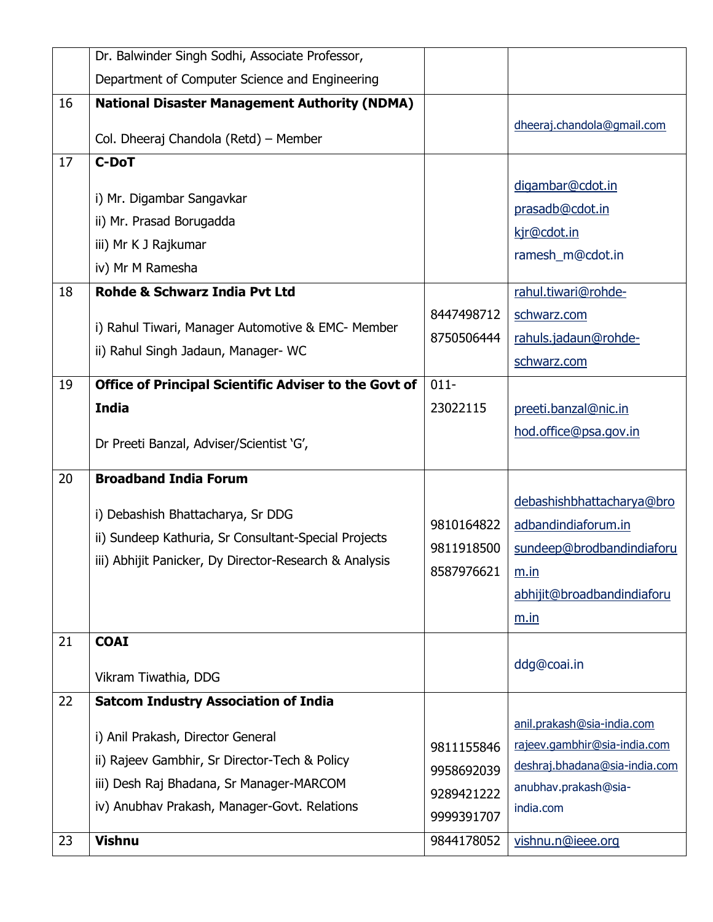| | | | |
|---|---|---|---|
| | Dr. Balwinder Singh Sodhi, Associate Professor, Department of Computer Science and Engineering | | |
| 16 | **National Disaster Management Authority (NDMA)**<br><br>Col. Dheeraj Chandola (Retd) – Member | | dheeraj.chandola@gmail.com |
| 17 | **C-DoT**<br><br>i) Mr. Digambar Sangavkar<br>ii) Mr. Prasad Borugadda<br>iii) Mr K J Rajkumar<br>iv) Mr M Ramesha | | digambar@cdot.in<br>prasadb@cdot.in<br>kjr@cdot.in<br>ramesh_m@cdot.in |
| 18 | **Rohde & Schwarz India Pvt Ltd**<br><br>i) Rahul Tiwari, Manager Automotive & EMC- Member<br>ii) Rahul Singh Jadaun, Manager- WC | 8447498712<br>8750506444 | rahul.tiwari@rohde-schwarz.com<br>rahuls.jadaun@rohde-schwarz.com |
| 19 | **Office of Principal Scientific Adviser to the Govt of India**<br><br>Dr Preeti Banzal, Adviser/Scientist 'G', | 011-23022115 | preeti.banzal@nic.in<br>hod.office@psa.gov.in |
| 20 | **Broadband India Forum**<br><br>i) Debashish Bhattacharya, Sr DDG<br>ii) Sundeep Kathuria, Sr Consultant-Special Projects<br>iii) Abhijit Panicker, Dy Director-Research & Analysis | 9810164822<br>9811918500<br>8587976621 | debashishbhattacharya@broadbandindiaforum.in<br>sundeep@brodbandindiaforum.in<br>abhijit@broadbandindiaforum.in |
| 21 | **COAI**<br><br>Vikram Tiwathia, DDG | | ddg@coai.in |
| 22 | **Satcom Industry Association of India**<br><br>i) Anil Prakash, Director General<br>ii) Rajeev Gambhir, Sr Director-Tech & Policy<br>iii) Desh Raj Bhadana, Sr Manager-MARCOM<br>iv) Anubhav Prakash, Manager-Govt. Relations | 9811155846<br>9958692039<br>9289421222<br>9999391707 | anil.prakash@sia-india.com<br>rajeev.gambhir@sia-india.com<br>deshraj.bhadana@sia-india.com<br>anubhav.prakash@sia-india.com |
| 23 | **Vishnu** | 9844178052 | vishnu.n@ieee.org |